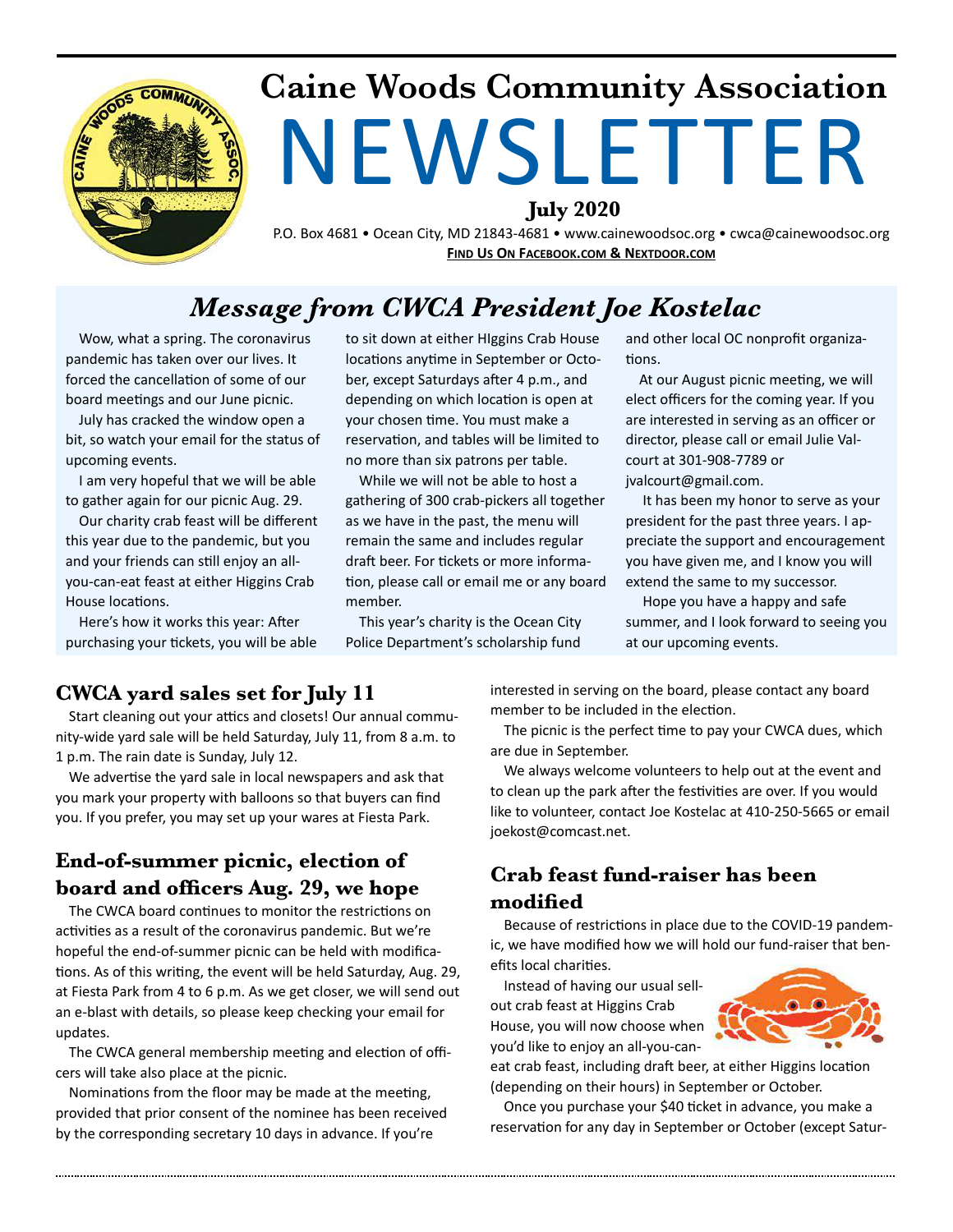# Caine Woods Community Association NEWSLETTER

**July 2020**

P.O. Box 4681 • Ocean City, MD 21843-4681 • www.cainewoodsoc.org • cwca@cainewoodsoc.org

**FIND US ON FACEBOOK.COM & NEXTDOOR.COM**

## *Message from CWCA President Joe Kostelac*

Wow, what a spring. The coronavirus pandemic has taken over our lives. It forced the cancellation of some of our board meetings and our June picnic.

July has cracked the window open a bit, so watch your email for the status of upcoming events.

I am very hopeful that we will be able to gather again for our picnic Aug. 29.

Our charity crab feast will be different this year due to the pandemic, but you and your friends can still enjoy an all-you-can-eat feast at either Higgins Crab House locations.

Here's how it works this year: After purchasing your tickets, you will be able to sit down at either HIggins Crab House locations anytime in September or October, except Saturdays after 4 p.m., and depending on which location is open at your chosen time. You must make a reservation, and tables will be limited to no more than six patrons per table.

While we will not be able to host a gathering of 300 crab-pickers all together as we have in the past, the menu will remain the same and includes regular draft beer. For tickets or more information, please call or email me or any board member.

This year's charity is the Ocean City Police Department's scholarship fund and other local OC nonprofit organizations.

At our August picnic meeting, we will elect officers for the coming year. If you are interested in serving as an officer or director, please call or email Julie Valcourt at 301-908-7789 or jvalcourt@gmail.com.

It has been my honor to serve as your president for the past three years. I appreciate the support and encouragement you have given me, and I know you will extend the same to my successor.

Hope you have a happy and safe summer, and I look forward to seeing you at our upcoming events.

## CWCA yard sales set for July 11

Start cleaning out your attics and closets! Our annual community-wide yard sale will be held Saturday, July 11, from 8 a.m. to 1 p.m. The rain date is Sunday, July 12.

We advertise the yard sale in local newspapers and ask that you mark your property with balloons so that buyers can find you. If you prefer, you may set up your wares at Fiesta Park.

## End-of-summer picnic, election of board and officers Aug. 29, we hope

The CWCA board continues to monitor the restrictions on activities as a result of the coronavirus pandemic. But we're hopeful the end-of-summer picnic can be held with modifications. As of this writing, the event will be held Saturday, Aug. 29, at Fiesta Park from 4 to 6 p.m. As we get closer, we will send out an e-blast with details, so please keep checking your email for updates.

The CWCA general membership meeting and election of officers will take also place at the picnic.

Nominations from the floor may be made at the meeting, provided that prior consent of the nominee has been received by the corresponding secretary 10 days in advance. If you're interested in serving on the board, please contact any board member to be included in the election.

The picnic is the perfect time to pay your CWCA dues, which are due in September.

We always welcome volunteers to help out at the event and to clean up the park after the festivities are over. If you would like to volunteer, contact Joe Kostelac at 410-250-5665 or email joekost@comcast.net.

## Crab feast fund-raiser has been modified

Because of restrictions in place due to the COVID-19 pandemic, we have modified how we will hold our fund-raiser that benefits local charities.

Instead of having our usual sell-out crab feast at Higgins Crab House, you will now choose when you'd like to enjoy an all-you-can-eat crab feast, including draft beer, at either Higgins location (depending on their hours) in September or October.

Once you purchase your $40 ticket in advance, you make a reservation for any day in September or October (except Satur-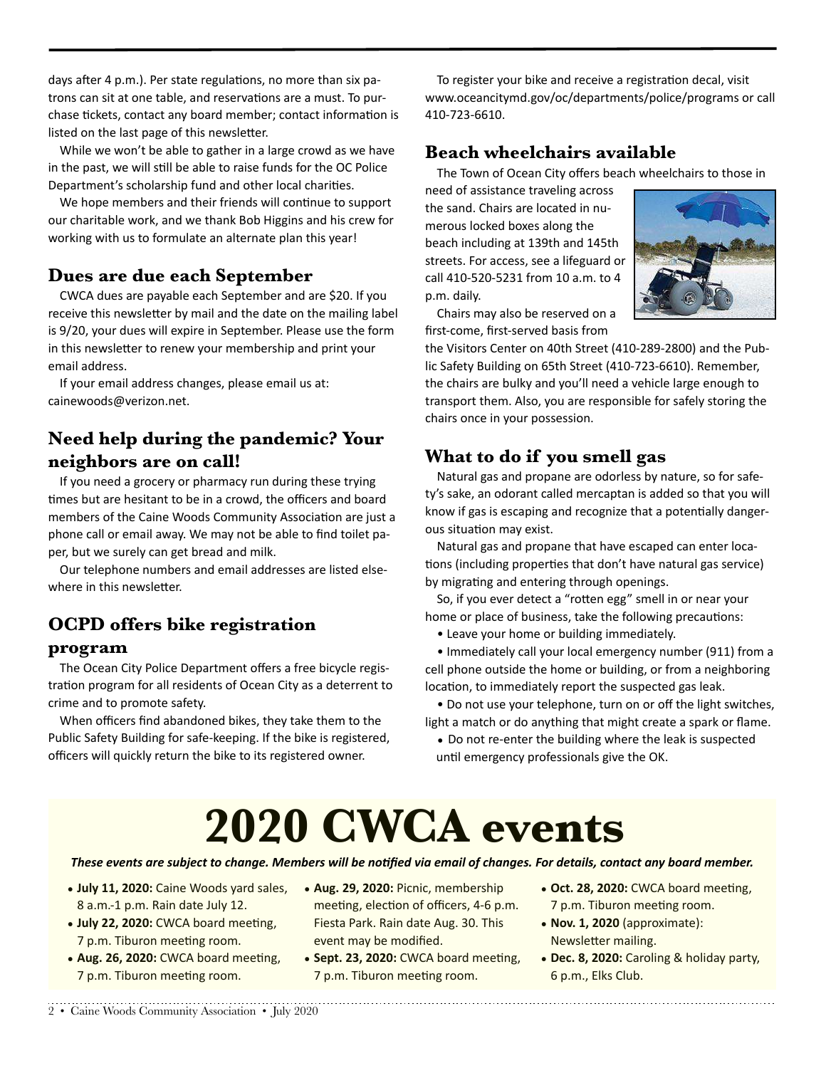days after 4 p.m.). Per state regulations, no more than six patrons can sit at one table, and reservations are a must. To purchase tickets, contact any board member; contact information is listed on the last page of this newsletter.

While we won't be able to gather in a large crowd as we have in the past, we will still be able to raise funds for the OC Police Department's scholarship fund and other local charities.

We hope members and their friends will continue to support our charitable work, and we thank Bob Higgins and his crew for working with us to formulate an alternate plan this year!

## Dues are due each September

CWCA dues are payable each September and are $20. If you receive this newsletter by mail and the date on the mailing label is 9/20, your dues will expire in September. Please use the form in this newsletter to renew your membership and print your email address.

If your email address changes, please email us at: cainewoods@verizon.net.

## Need help during the pandemic? Your neighbors are on call!

If you need a grocery or pharmacy run during these trying times but are hesitant to be in a crowd, the officers and board members of the Caine Woods Community Association are just a phone call or email away. We may not be able to find toilet paper, but we surely can get bread and milk.

Our telephone numbers and email addresses are listed elsewhere in this newsletter.

## OCPD offers bike registration program

The Ocean City Police Department offers a free bicycle registration program for all residents of Ocean City as a deterrent to crime and to promote safety.

When officers find abandoned bikes, they take them to the Public Safety Building for safe-keeping. If the bike is registered, officers will quickly return the bike to its registered owner.

To register your bike and receive a registration decal, visit www.oceancitymd.gov/oc/departments/police/programs or call 410-723-6610.

## Beach wheelchairs available

The Town of Ocean City offers beach wheelchairs to those in need of assistance traveling across the sand. Chairs are located in numerous locked boxes along the beach including at 139th and 145th streets. For access, see a lifeguard or call 410-520-5231 from 10 a.m. to 4 p.m. daily.

Chairs may also be reserved on a first-come, first-served basis from the Visitors Center on 40th Street (410-289-2800) and the Public Safety Building on 65th Street (410-723-6610). Remember, the chairs are bulky and you'll need a vehicle large enough to transport them. Also, you are responsible for safely storing the chairs once in your possession.

## What to do if you smell gas

Natural gas and propane are odorless by nature, so for safety's sake, an odorant called mercaptan is added so that you will know if gas is escaping and recognize that a potentially dangerous situation may exist.

Natural gas and propane that have escaped can enter locations (including properties that don't have natural gas service) by migrating and entering through openings.

So, if you ever detect a "rotten egg" smell in or near your home or place of business, take the following precautions:

- Leave your home or building immediately.
- Immediately call your local emergency number (911) from a cell phone outside the home or building, or from a neighboring location, to immediately report the suspected gas leak.
- Do not use your telephone, turn on or off the light switches, light a match or do anything that might create a spark or flame.
- Do not re-enter the building where the leak is suspected until emergency professionals give the OK.

# 2020 CWCA events

***These events are subject to change. Members will be notified via email of changes. For details, contact any board member.***

- **July 11, 2020:** Caine Woods yard sales, 8 a.m.-1 p.m. Rain date July 12.
- **July 22, 2020:** CWCA board meeting, 7 p.m. Tiburon meeting room.
- **Aug. 26, 2020:** CWCA board meeting, 7 p.m. Tiburon meeting room.
- **Aug. 29, 2020:** Picnic, membership meeting, election of officers, 4-6 p.m. Fiesta Park. Rain date Aug. 30. This event may be modified.
- **Sept. 23, 2020:** CWCA board meeting, 7 p.m. Tiburon meeting room.
- **Oct. 28, 2020:** CWCA board meeting, 7 p.m. Tiburon meeting room.
- **Nov. 1, 2020** (approximate): Newsletter mailing.
- **Dec. 8, 2020:** Caroling & holiday party, 6 p.m., Elks Club.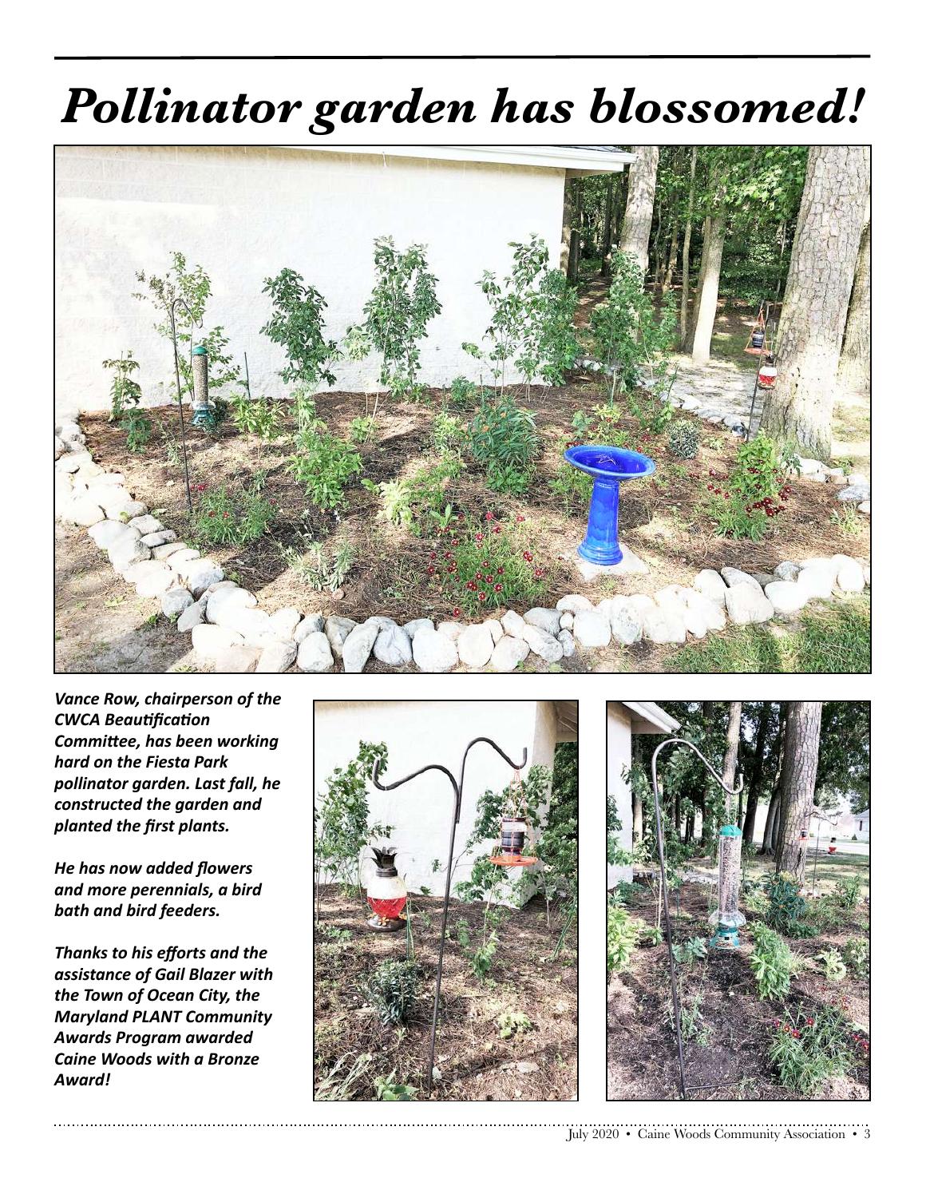# *Pollinator garden has blossomed!*

***Vance Row, chairperson of the CWCA Beautification Committee, has been working hard on the Fiesta Park pollinator garden. Last fall, he constructed the garden and planted the first plants.***

***He has now added flowers and more perennials, a bird bath and bird feeders.***

***Thanks to his efforts and the assistance of Gail Blazer with the Town of Ocean City, the Maryland PLANT Community Awards Program awarded Caine Woods with a Bronze Award!***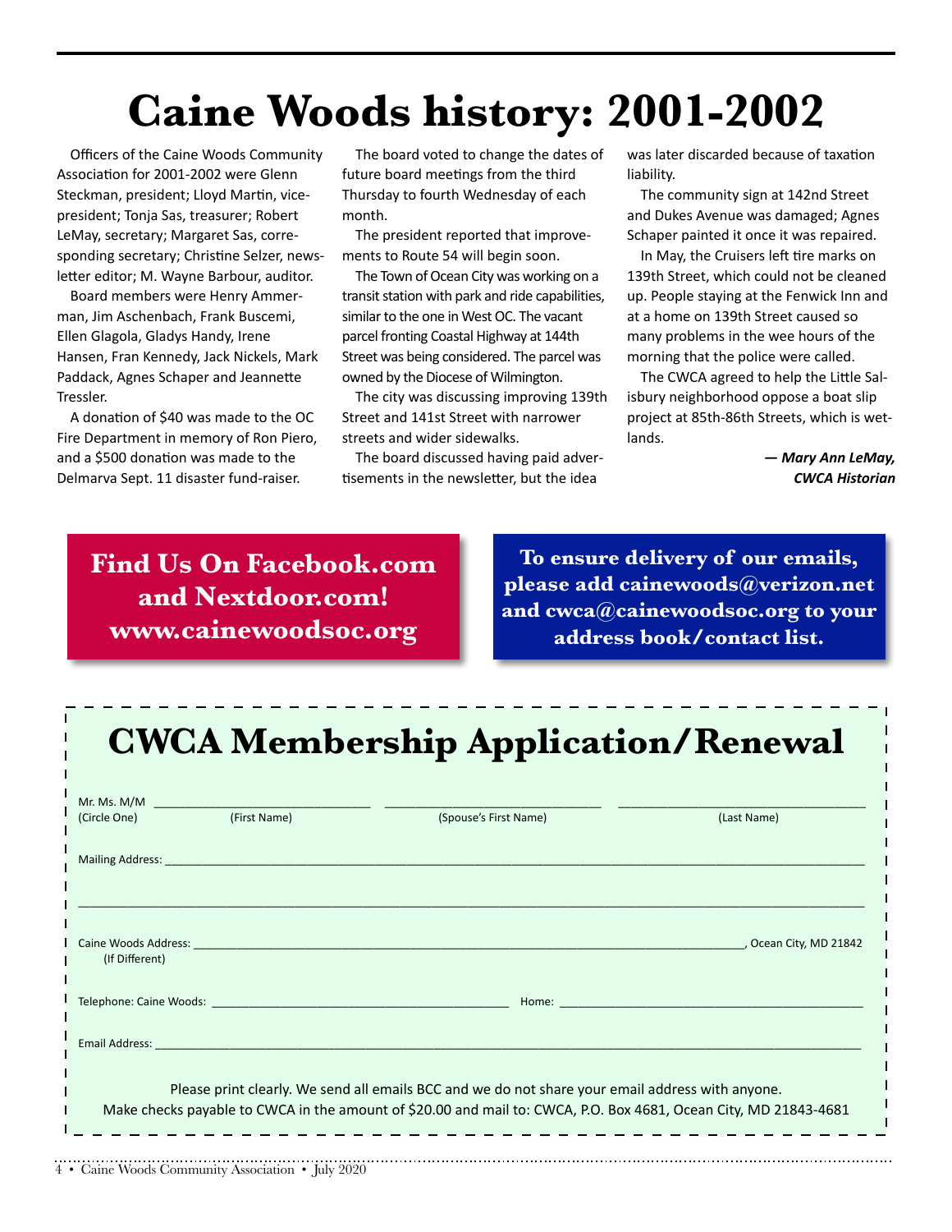# Caine Woods history: 2001-2002

Officers of the Caine Woods Community Association for 2001-2002 were Glenn Steckman, president; Lloyd Martin, vice-president; Tonja Sas, treasurer; Robert LeMay, secretary; Margaret Sas, corresponding secretary; Christine Selzer, newsletter editor; M. Wayne Barbour, auditor.

Board members were Henry Ammerman, Jim Aschenbach, Frank Buscemi, Ellen Glagola, Gladys Handy, Irene Hansen, Fran Kennedy, Jack Nickels, Mark Paddack, Agnes Schaper and Jeannette Tressler.

A donation of $40 was made to the OC Fire Department in memory of Ron Piero, and a $500 donation was made to the Delmarva Sept. 11 disaster fund-raiser.

The board voted to change the dates of future board meetings from the third Thursday to fourth Wednesday of each month.

The president reported that improvements to Route 54 will begin soon.

The Town of Ocean City was working on a transit station with park and ride capabilities, similar to the one in West OC. The vacant parcel fronting Coastal Highway at 144th Street was being considered. The parcel was owned by the Diocese of Wilmington.

The city was discussing improving 139th Street and 141st Street with narrower streets and wider sidewalks.

The board discussed having paid advertisements in the newsletter, but the idea was later discarded because of taxation liability.

The community sign at 142nd Street and Dukes Avenue was damaged; Agnes Schaper painted it once it was repaired.

In May, the Cruisers left tire marks on 139th Street, which could not be cleaned up. People staying at the Fenwick Inn and at a home on 139th Street caused so many problems in the wee hours of the morning that the police were called.

The CWCA agreed to help the Little Salisbury neighborhood oppose a boat slip project at 85th-86th Streets, which is wetlands.

***— Mary Ann LeMay, CWCA Historian***

**Find Us On Facebook.com and Nextdoor.com!**
**www.cainewoodsoc.org**

**To ensure delivery of our emails, please add cainewoods@verizon.net and cwca@cainewoodsoc.org to your address book/contact list.**

## CWCA Membership Application/Renewal

Mr. Ms. M/M (Circle One) ______________ (First Name) ______________ (Spouse's First Name) ______________ (Last Name)

Mailing Address: ________________________________________________

________________________________________________

Caine Woods Address: ________________________________, Ocean City, MD 21842
(If Different)

Telephone: Caine Woods: ______________________ Home: ______________________

Email Address: ________________________________________________

Please print clearly. We send all emails BCC and we do not share your email address with anyone.
Make checks payable to CWCA in the amount of $20.00 and mail to: CWCA, P.O. Box 4681, Ocean City, MD 21843-4681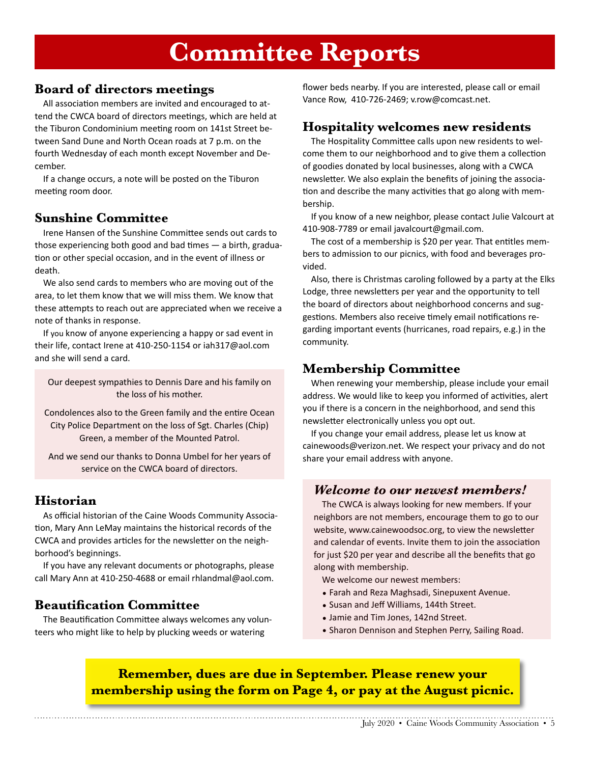# Committee Reports

## Board of directors meetings

All association members are invited and encouraged to attend the CWCA board of directors meetings, which are held at the Tiburon Condominium meeting room on 141st Street between Sand Dune and North Ocean roads at 7 p.m. on the fourth Wednesday of each month except November and December.

If a change occurs, a note will be posted on the Tiburon meeting room door.

## Sunshine Committee

Irene Hansen of the Sunshine Committee sends out cards to those experiencing both good and bad times — a birth, graduation or other special occasion, and in the event of illness or death.

We also send cards to members who are moving out of the area, to let them know that we will miss them. We know that these attempts to reach out are appreciated when we receive a note of thanks in response.

If you know of anyone experiencing a happy or sad event in their life, contact Irene at 410-250-1154 or iah317@aol.com and she will send a card.

Our deepest sympathies to Dennis Dare and his family on the loss of his mother.

Condolences also to the Green family and the entire Ocean City Police Department on the loss of Sgt. Charles (Chip) Green, a member of the Mounted Patrol.

And we send our thanks to Donna Umbel for her years of service on the CWCA board of directors.

## Historian

As official historian of the Caine Woods Community Association, Mary Ann LeMay maintains the historical records of the CWCA and provides articles for the newsletter on the neighborhood's beginnings.

If you have any relevant documents or photographs, please call Mary Ann at 410-250-4688 or email rhlandmal@aol.com.

## Beautification Committee

The Beautification Committee always welcomes any volunteers who might like to help by plucking weeds or watering flower beds nearby. If you are interested, please call or email Vance Row, 410-726-2469; v.row@comcast.net.

## Hospitality welcomes new residents

The Hospitality Committee calls upon new residents to welcome them to our neighborhood and to give them a collection of goodies donated by local businesses, along with a CWCA newsletter. We also explain the benefits of joining the association and describe the many activities that go along with membership.

If you know of a new neighbor, please contact Julie Valcourt at 410-908-7789 or email javalcourt@gmail.com.

The cost of a membership is $20 per year. That entitles members to admission to our picnics, with food and beverages provided.

Also, there is Christmas caroling followed by a party at the Elks Lodge, three newsletters per year and the opportunity to tell the board of directors about neighborhood concerns and suggestions. Members also receive timely email notifications regarding important events (hurricanes, road repairs, e.g.) in the community.

## Membership Committee

When renewing your membership, please include your email address. We would like to keep you informed of activities, alert you if there is a concern in the neighborhood, and send this newsletter electronically unless you opt out.

If you change your email address, please let us know at cainewoods@verizon.net. We respect your privacy and do not share your email address with anyone.

### *Welcome to our newest members!*

The CWCA is always looking for new members. If your neighbors are not members, encourage them to go to our website, www.cainewoodsoc.org, to view the newsletter and calendar of events. Invite them to join the association for just $20 per year and describe all the benefits that go along with membership.

We welcome our newest members:

- Farah and Reza Maghsadi, Sinepuxent Avenue.
- Susan and Jeff Williams, 144th Street.
- Jamie and Tim Jones, 142nd Street.
- Sharon Dennison and Stephen Perry, Sailing Road.

**Remember, dues are due in September. Please renew your membership using the form on Page 4, or pay at the August picnic.**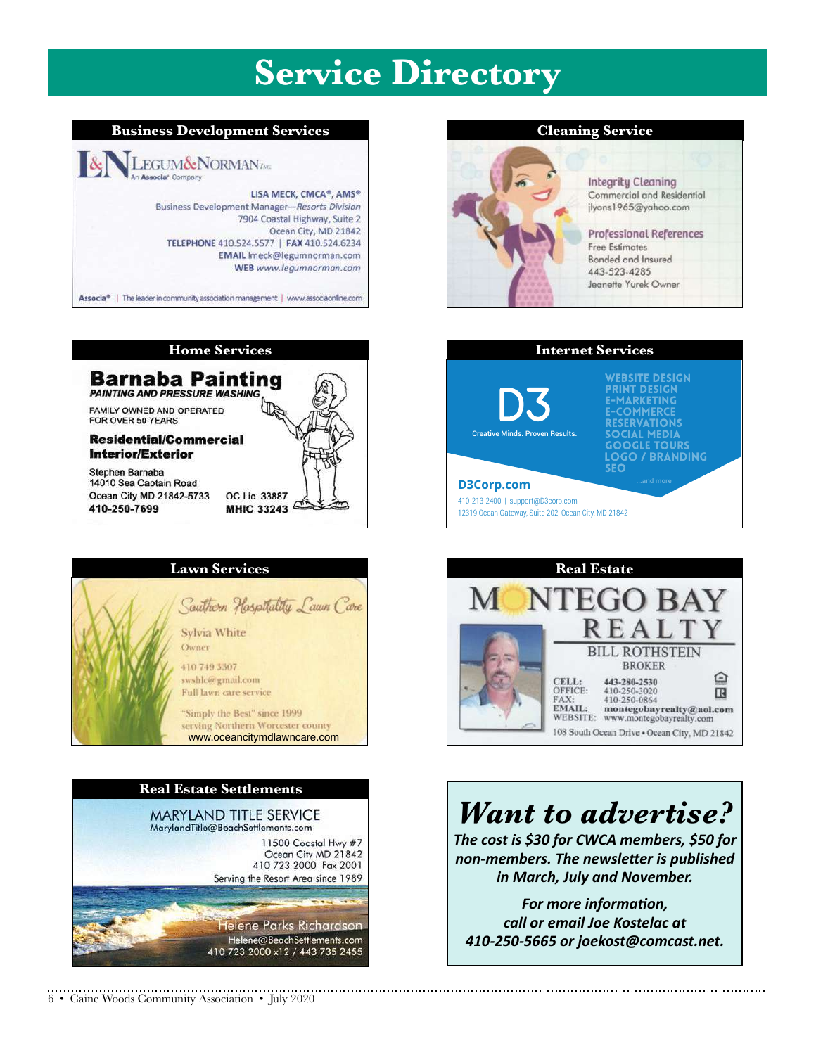# Service Directory

## Business Development Services

**LEGUM&NORMAN** INC.
An Associa® Company

LISA MECK, CMCA®, AMS®
Business Development Manager—*Resorts Division*
7904 Coastal Highway, Suite 2
Ocean City, MD 21842
TELEPHONE 410.524.5577 | FAX 410.524.6234
EMAIL lmeck@legumnorman.com
WEB www.legumnorman.com

Associa® | The leader in community association management | www.associaonline.com

## Cleaning Service

Integrity Cleaning
Commercial and Residential
jlyons1965@yahoo.com

Professional References
Free Estimates
Bonded and Insured
443-523-4285
Jeanette Yurek Owner

## Home Services

**Barnaba Painting**
*PAINTING AND PRESSURE WASHING*

FAMILY OWNED AND OPERATED
FOR OVER 50 YEARS

**Residential/Commercial**
**Interior/Exterior**

Stephen Barnaba
14010 Sea Captain Road
Ocean City MD 21842-5733
410-250-7699

OC Lic. 33887
MHIC 33243

## Internet Services

D3
Creative Minds. Proven Results.

WEBSITE DESIGN
PRINT DESIGN
E-MARKETING
E-COMMERCE
RESERVATIONS
SOCIAL MEDIA
GOOGLE TOURS
LOGO / BRANDING
SEO
...and more

D3Corp.com
410 213 2400 | support@D3corp.com
12319 Ocean Gateway, Suite 202, Ocean City, MD 21842

## Lawn Services

*Southern Hospitality Lawn Care*

Sylvia White
Owner

410 749 3307
swshlc@gmail.com
Full lawn care service

"Simply the Best" since 1999
serving Northern Worcester county
www.oceancitymdlawncare.com

## Real Estate

MONTEGO BAY REALTY

BILL ROTHSTEIN
BROKER

CELL: 443-280-2530
OFFICE: 410-250-3020
FAX: 410-250-0864
EMAIL: montegobayrealty@aol.com
WEBSITE: www.montegobayrealty.com

108 South Ocean Drive • Ocean City, MD 21842

## Real Estate Settlements

MARYLAND TITLE SERVICE
MarylandTitle@BeachSettlements.com

11500 Coastal Hwy #7
Ocean City MD 21842
410 723 2000 Fax 2001
Serving the Resort Area since 1989

Helene Parks Richardson
Helene@BeachSettlements.com
410 723 2000 x12 / 443 735 2455

## *Want to advertise?*

***The cost is $30 for CWCA members, $50 for non-members. The newsletter is published in March, July and November.***

***For more information, call or email Joe Kostelac at 410-250-5665 or joekost@comcast.net.***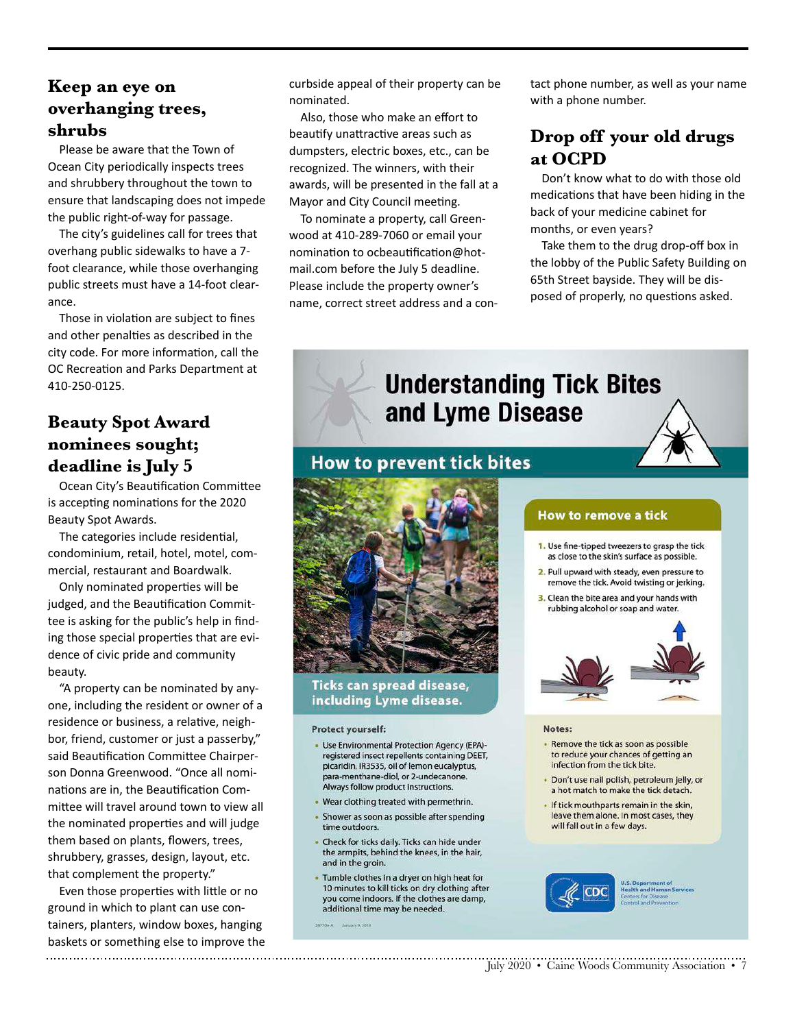## Keep an eye on overhanging trees, shrubs

Please be aware that the Town of Ocean City periodically inspects trees and shrubbery throughout the town to ensure that landscaping does not impede the public right-of-way for passage.

The city's guidelines call for trees that overhang public sidewalks to have a 7-foot clearance, while those overhanging public streets must have a 14-foot clearance.

Those in violation are subject to fines and other penalties as described in the city code. For more information, call the OC Recreation and Parks Department at 410-250-0125.

## Beauty Spot Award nominees sought; deadline is July 5

Ocean City's Beautification Committee is accepting nominations for the 2020 Beauty Spot Awards.

The categories include residential, condominium, retail, hotel, motel, commercial, restaurant and Boardwalk.

Only nominated properties will be judged, and the Beautification Committee is asking for the public's help in finding those special properties that are evidence of civic pride and community beauty.

"A property can be nominated by anyone, including the resident or owner of a residence or business, a relative, neighbor, friend, customer or just a passerby," said Beautification Committee Chairperson Donna Greenwood. "Once all nominations are in, the Beautification Committee will travel around town to view all the nominated properties and will judge them based on plants, flowers, trees, shrubbery, grasses, design, layout, etc. that complement the property."

Even those properties with little or no ground in which to plant can use containers, planters, window boxes, hanging baskets or something else to improve the curbside appeal of their property can be nominated.

Also, those who make an effort to beautify unattractive areas such as dumpsters, electric boxes, etc., can be recognized. The winners, with their awards, will be presented in the fall at a Mayor and City Council meeting.

To nominate a property, call Greenwood at 410-289-7060 or email your nomination to ocbeautification@hotmail.com before the July 5 deadline. Please include the property owner's name, correct street address and a contact phone number, as well as your name with a phone number.

## Drop off your old drugs at OCPD

Don't know what to do with those old medications that have been hiding in the back of your medicine cabinet for months, or even years?

Take them to the drug drop-off box in the lobby of the Public Safety Building on 65th Street bayside. They will be disposed of properly, no questions asked.

## Understanding Tick Bites and Lyme Disease

### How to prevent tick bites

**Ticks can spread disease, including Lyme disease.**

**Protect yourself:**

- Use Environmental Protection Agency (EPA)-registered insect repellents containing DEET, picaridin, IR3535, oil of lemon eucalyptus, para-menthane-diol, or 2-undecanone. Always follow product instructions.
- Wear clothing treated with permethrin.
- Shower as soon as possible after spending time outdoors.
- Check for ticks daily. Ticks can hide under the armpits, behind the knees, in the hair, and in the groin.
- Tumble clothes in a dryer on high heat for 10 minutes to kill ticks on dry clothing after you come indoors. If the clothes are damp, additional time may be needed.

### How to remove a tick

1. Use fine-tipped tweezers to grasp the tick as close to the skin's surface as possible.
2. Pull upward with steady, even pressure to remove the tick. Avoid twisting or jerking.
3. Clean the bite area and your hands with rubbing alcohol or soap and water.

**Notes:**

- Remove the tick as soon as possible to reduce your chances of getting an infection from the tick bite.
- Don't use nail polish, petroleum jelly, or a hot match to make the tick detach.
- If tick mouthparts remain in the skin, leave them alone. In most cases, they will fall out in a few days.

U.S. Department of Health and Human Services
Centers for Disease Control and Prevention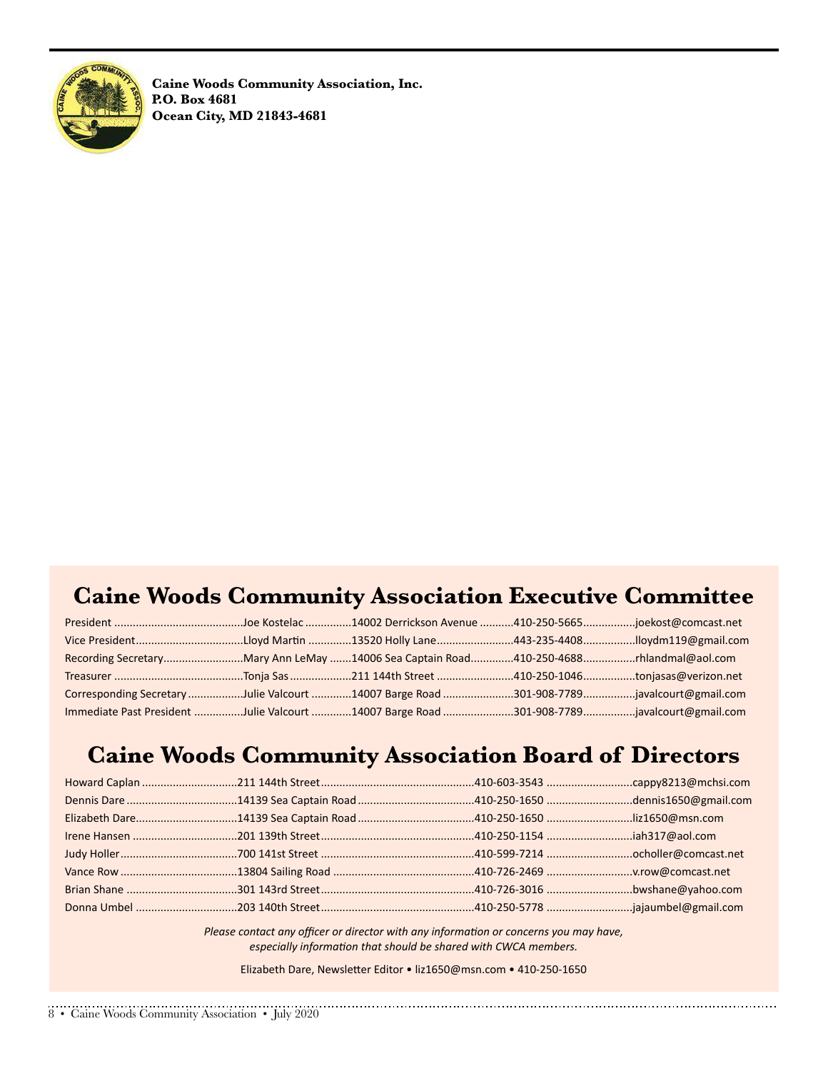**Caine Woods Community Association, Inc.**
**P.O. Box 4681**
**Ocean City, MD 21843-4681**

## Caine Woods Community Association Executive Committee

| | | | | |
|---|---|---|---|---|
| President | Joe Kostelac | 14002 Derrickson Avenue | 410-250-5665 | joekost@comcast.net |
| Vice President | Lloyd Martin | 13520 Holly Lane | 443-235-4408 | lloydm119@gmail.com |
| Recording Secretary | Mary Ann LeMay | 14006 Sea Captain Road | 410-250-4688 | rhlandmal@aol.com |
| Treasurer | Tonja Sas | 211 144th Street | 410-250-1046 | tonjasas@verizon.net |
| Corresponding Secretary | Julie Valcourt | 14007 Barge Road | 301-908-7789 | javalcourt@gmail.com |
| Immediate Past President | Julie Valcourt | 14007 Barge Road | 301-908-7789 | javalcourt@gmail.com |

## Caine Woods Community Association Board of Directors

| | | | |
|---|---|---|---|
| Howard Caplan | 211 144th Street | 410-603-3543 | cappy8213@mchsi.com |
| Dennis Dare | 14139 Sea Captain Road | 410-250-1650 | dennis1650@gmail.com |
| Elizabeth Dare | 14139 Sea Captain Road | 410-250-1650 | liz1650@msn.com |
| Irene Hansen | 201 139th Street | 410-250-1154 | iah317@aol.com |
| Judy Holler | 700 141st Street | 410-599-7214 | ocholler@comcast.net |
| Vance Row | 13804 Sailing Road | 410-726-2469 | v.row@comcast.net |
| Brian Shane | 301 143rd Street | 410-726-3016 | bwshane@yahoo.com |
| Donna Umbel | 203 140th Street | 410-250-5778 | jajaumbel@gmail.com |

*Please contact any officer or director with any information or concerns you may have, especially information that should be shared with CWCA members.*

Elizabeth Dare, Newsletter Editor • liz1650@msn.com • 410-250-1650